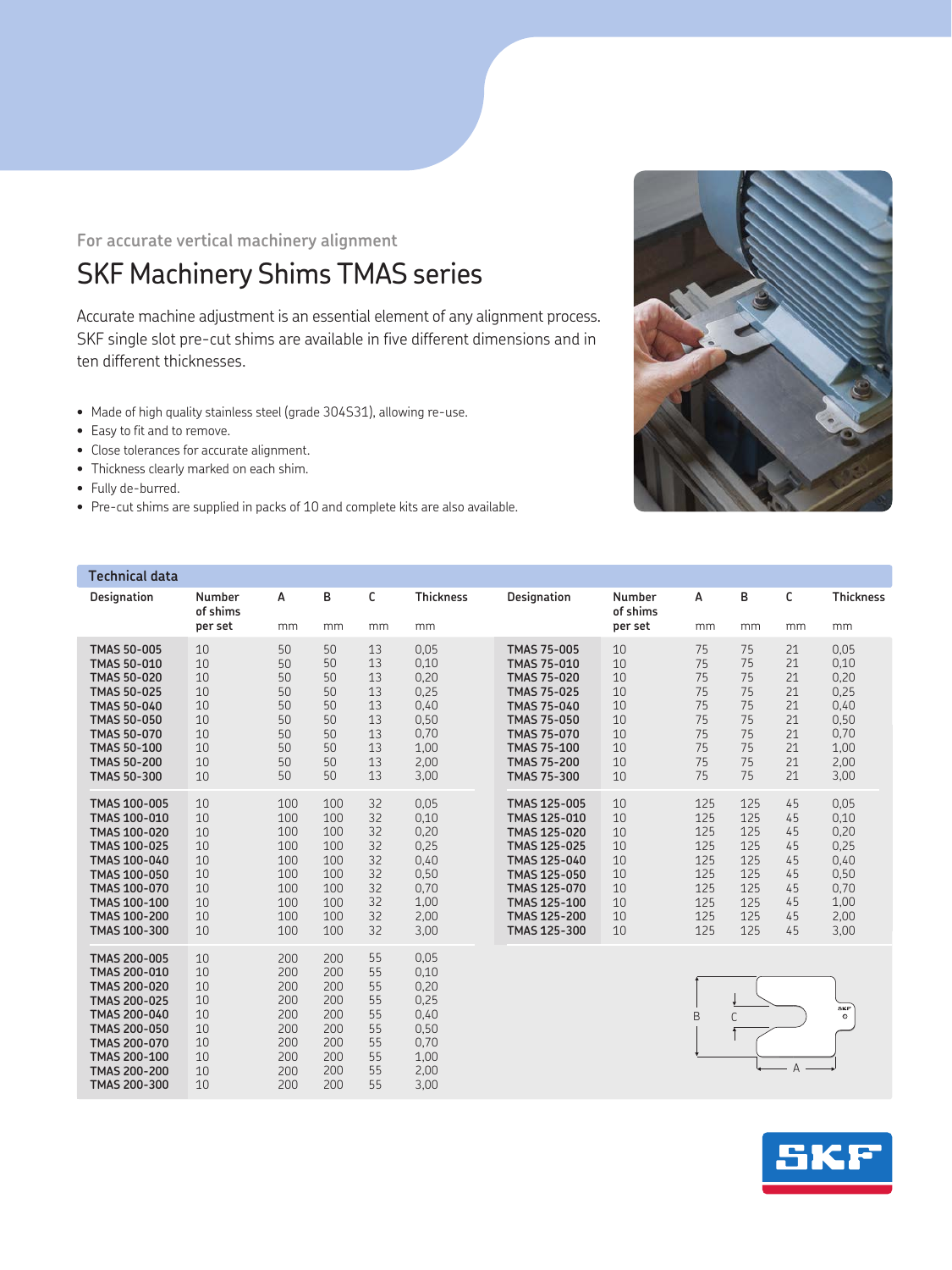For accurate vertical machinery alignment

# SKF Machinery Shims TMAS series

Accurate machine adjustment is an essential element of any alignment process. SKF single slot pre-cut shims are available in five different dimensions and in ten different thicknesses.

- Made of high quality stainless steel (grade 304S31), allowing re-use.
- Easy to fit and to remove.
- Close tolerances for accurate alignment.
- Thickness clearly marked on each shim.
- Fully de-burred.
- Pre-cut shims are supplied in packs of 10 and complete kits are also available.

## Technical data

| Designation | Number of shims per set | A mm | B mm | C mm | Thickness mm |
|---|---|---|---|---|---|
| **TMAS 50-005** | 10 | 50 | 50 | 13 | 0,05 |
| **TMAS 50-010** | 10 | 50 | 50 | 13 | 0,10 |
| **TMAS 50-020** | 10 | 50 | 50 | 13 | 0,20 |
| **TMAS 50-025** | 10 | 50 | 50 | 13 | 0,25 |
| **TMAS 50-040** | 10 | 50 | 50 | 13 | 0,40 |
| **TMAS 50-050** | 10 | 50 | 50 | 13 | 0,50 |
| **TMAS 50-070** | 10 | 50 | 50 | 13 | 0,70 |
| **TMAS 50-100** | 10 | 50 | 50 | 13 | 1,00 |
| **TMAS 50-200** | 10 | 50 | 50 | 13 | 2,00 |
| **TMAS 50-300** | 10 | 50 | 50 | 13 | 3,00 |
| **TMAS 75-005** | 10 | 75 | 75 | 21 | 0,05 |
| **TMAS 75-010** | 10 | 75 | 75 | 21 | 0,10 |
| **TMAS 75-020** | 10 | 75 | 75 | 21 | 0,20 |
| **TMAS 75-025** | 10 | 75 | 75 | 21 | 0,25 |
| **TMAS 75-040** | 10 | 75 | 75 | 21 | 0,40 |
| **TMAS 75-050** | 10 | 75 | 75 | 21 | 0,50 |
| **TMAS 75-070** | 10 | 75 | 75 | 21 | 0,70 |
| **TMAS 75-100** | 10 | 75 | 75 | 21 | 1,00 |
| **TMAS 75-200** | 10 | 75 | 75 | 21 | 2,00 |
| **TMAS 75-300** | 10 | 75 | 75 | 21 | 3,00 |
| **TMAS 100-005** | 10 | 100 | 100 | 32 | 0,05 |
| **TMAS 100-010** | 10 | 100 | 100 | 32 | 0,10 |
| **TMAS 100-020** | 10 | 100 | 100 | 32 | 0,20 |
| **TMAS 100-025** | 10 | 100 | 100 | 32 | 0,25 |
| **TMAS 100-040** | 10 | 100 | 100 | 32 | 0,40 |
| **TMAS 100-050** | 10 | 100 | 100 | 32 | 0,50 |
| **TMAS 100-070** | 10 | 100 | 100 | 32 | 0,70 |
| **TMAS 100-100** | 10 | 100 | 100 | 32 | 1,00 |
| **TMAS 100-200** | 10 | 100 | 100 | 32 | 2,00 |
| **TMAS 100-300** | 10 | 100 | 100 | 32 | 3,00 |
| **TMAS 125-005** | 10 | 125 | 125 | 45 | 0,05 |
| **TMAS 125-010** | 10 | 125 | 125 | 45 | 0,10 |
| **TMAS 125-020** | 10 | 125 | 125 | 45 | 0,20 |
| **TMAS 125-025** | 10 | 125 | 125 | 45 | 0,25 |
| **TMAS 125-040** | 10 | 125 | 125 | 45 | 0,40 |
| **TMAS 125-050** | 10 | 125 | 125 | 45 | 0,50 |
| **TMAS 125-070** | 10 | 125 | 125 | 45 | 0,70 |
| **TMAS 125-100** | 10 | 125 | 125 | 45 | 1,00 |
| **TMAS 125-200** | 10 | 125 | 125 | 45 | 2,00 |
| **TMAS 125-300** | 10 | 125 | 125 | 45 | 3,00 |
| **TMAS 200-005** | 10 | 200 | 200 | 55 | 0,05 |
| **TMAS 200-010** | 10 | 200 | 200 | 55 | 0,10 |
| **TMAS 200-020** | 10 | 200 | 200 | 55 | 0,20 |
| **TMAS 200-025** | 10 | 200 | 200 | 55 | 0,25 |
| **TMAS 200-040** | 10 | 200 | 200 | 55 | 0,40 |
| **TMAS 200-050** | 10 | 200 | 200 | 55 | 0,50 |
| **TMAS 200-070** | 10 | 200 | 200 | 55 | 0,70 |
| **TMAS 200-100** | 10 | 200 | 200 | 55 | 1,00 |
| **TMAS 200-200** | 10 | 200 | 200 | 55 | 2,00 |
| **TMAS 200-300** | 10 | 200 | 200 | 55 | 3,00 |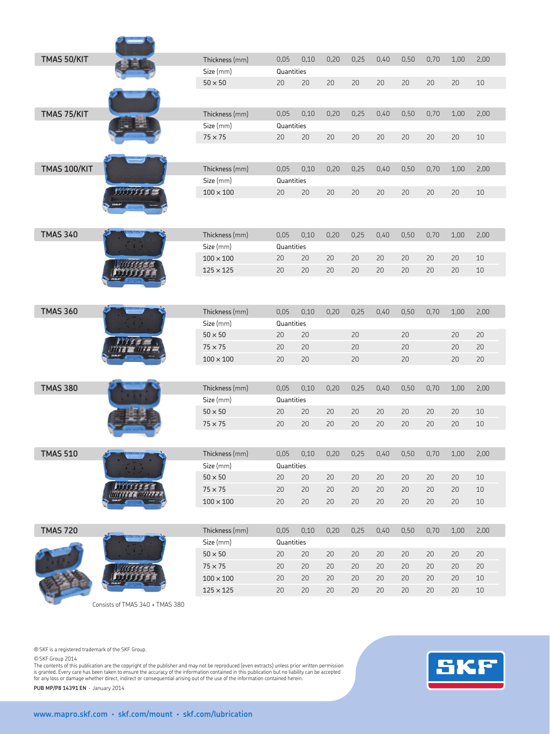## TMAS 50/KIT

| Thickness (mm) | 0,05 | 0,10 | 0,20 | 0,25 | 0,40 | 0,50 | 0,70 | 1,00 | 2,00 |
|---|---|---|---|---|---|---|---|---|---|
| Size (mm) | Quantities | | | | | | | | |
| 50 × 50 | 20 | 20 | 20 | 20 | 20 | 20 | 20 | 20 | 10 |

## TMAS 75/KIT

| Thickness (mm) | 0,05 | 0,10 | 0,20 | 0,25 | 0,40 | 0,50 | 0,70 | 1,00 | 2,00 |
|---|---|---|---|---|---|---|---|---|---|
| Size (mm) | Quantities | | | | | | | | |
| 75 × 75 | 20 | 20 | 20 | 20 | 20 | 20 | 20 | 20 | 10 |

## TMAS 100/KIT

| Thickness (mm) | 0,05 | 0,10 | 0,20 | 0,25 | 0,40 | 0,50 | 0,70 | 1,00 | 2,00 |
|---|---|---|---|---|---|---|---|---|---|
| Size (mm) | Quantities | | | | | | | | |
| 100 × 100 | 20 | 20 | 20 | 20 | 20 | 20 | 20 | 20 | 10 |

## TMAS 340

| Thickness (mm) | 0,05 | 0,10 | 0,20 | 0,25 | 0,40 | 0,50 | 0,70 | 1,00 | 2,00 |
|---|---|---|---|---|---|---|---|---|---|
| Size (mm) | Quantities | | | | | | | | |
| 100 × 100 | 20 | 20 | 20 | 20 | 20 | 20 | 20 | 20 | 10 |
| 125 × 125 | 20 | 20 | 20 | 20 | 20 | 20 | 20 | 20 | 10 |

## TMAS 360

| Thickness (mm) | 0,05 | 0,10 | 0,20 | 0,25 | 0,40 | 0,50 | 0,70 | 1,00 | 2,00 |
|---|---|---|---|---|---|---|---|---|---|
| Size (mm) | Quantities | | | | | | | | |
| 50 × 50 | 20 | 20 | | 20 | | 20 | | 20 | 20 |
| 75 × 75 | 20 | 20 | | 20 | | 20 | | 20 | 20 |
| 100 × 100 | 20 | 20 | | 20 | | 20 | | 20 | 20 |

## TMAS 380

| Thickness (mm) | 0,05 | 0,10 | 0,20 | 0,25 | 0,40 | 0,50 | 0,70 | 1,00 | 2,00 |
|---|---|---|---|---|---|---|---|---|---|
| Size (mm) | Quantities | | | | | | | | |
| 50 × 50 | 20 | 20 | 20 | 20 | 20 | 20 | 20 | 20 | 10 |
| 75 × 75 | 20 | 20 | 20 | 20 | 20 | 20 | 20 | 20 | 10 |

## TMAS 510

| Thickness (mm) | 0,05 | 0,10 | 0,20 | 0,25 | 0,40 | 0,50 | 0,70 | 1,00 | 2,00 |
|---|---|---|---|---|---|---|---|---|---|
| Size (mm) | Quantities | | | | | | | | |
| 50 × 50 | 20 | 20 | 20 | 20 | 20 | 20 | 20 | 20 | 10 |
| 75 × 75 | 20 | 20 | 20 | 20 | 20 | 20 | 20 | 20 | 10 |
| 100 × 100 | 20 | 20 | 20 | 20 | 20 | 20 | 20 | 20 | 10 |

## TMAS 720

| Thickness (mm) | 0,05 | 0,10 | 0,20 | 0,25 | 0,40 | 0,50 | 0,70 | 1,00 | 2,00 |
|---|---|---|---|---|---|---|---|---|---|
| Size (mm) | Quantities | | | | | | | | |
| 50 × 50 | 20 | 20 | 20 | 20 | 20 | 20 | 20 | 20 | 20 |
| 75 × 75 | 20 | 20 | 20 | 20 | 20 | 20 | 20 | 20 | 20 |
| 100 × 100 | 20 | 20 | 20 | 20 | 20 | 20 | 20 | 20 | 10 |
| 125 × 125 | 20 | 20 | 20 | 20 | 20 | 20 | 20 | 20 | 10 |

Consists of TMAS 340 + TMAS 380

® SKF is a registered trademark of the SKF Group.

© SKF Group 2014
The contents of this publication are the copyright of the publisher and may not be reproduced (even extracts) unless prior written permission is granted. Every care has been taken to ensure the accuracy of the information contained in this publication but no liability can be accepted for any loss or damage whether direct, indirect or consequential arising out of the use of the information contained herein.

**PUB MP/P8 14391 EN** · January 2014

www.mapro.skf.com • skf.com/mount • skf.com/lubrication